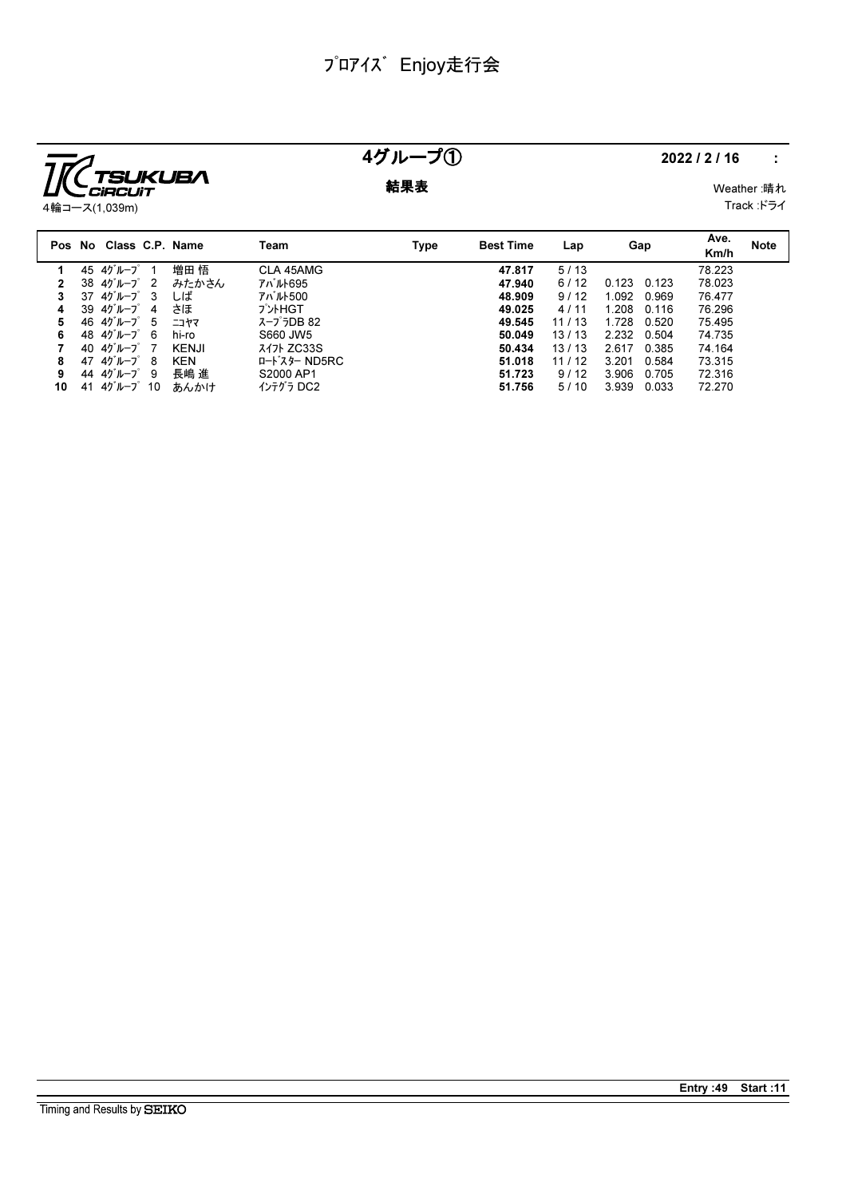# ﾌﾟﾛｱｲｽﾞ Enjoy走行会

TSUKUBA CIRCUIT

4輪コース(1,039m)

## 4グループ①

**結果表**

**2022 / 2 / 16 :**

Weather :晴れ

Track :ドライ

| Pos | No | Class | C.P. | Name | Team | Type | Best Time | Lap | Gap | | Ave. Km/h | Note |
|---|---|---|---|---|---|---|---|---|---|---|---|---|
| **1** | 45 | 4ｸﾞﾙｰﾌﾟ | 1 | 増田 悟 | CLA 45AMG | | **47.817** | 5 / 13 | | | 78.223 | |
| **2** | 38 | 4ｸﾞﾙｰﾌﾟ | 2 | みたかさん | ｱﾊﾞﾙﾄ695 | | **47.940** | 6 / 12 | 0.123 | 0.123 | 78.023 | |
| **3** | 37 | 4ｸﾞﾙｰﾌﾟ | 3 | しば | ｱﾊﾞﾙﾄ500 | | **48.909** | 9 / 12 | 1.092 | 0.969 | 76.477 | |
| **4** | 39 | 4ｸﾞﾙｰﾌﾟ | 4 | さほ | ﾌﾟﾝﾄHGT | | **49.025** | 4 / 11 | 1.208 | 0.116 | 76.296 | |
| **5** | 46 | 4ｸﾞﾙｰﾌﾟ | 5 | ﾆｺﾔﾏ | ｽｰﾌﾟﾗDB 82 | | **49.545** | 11 / 13 | 1.728 | 0.520 | 75.495 | |
| **6** | 48 | 4ｸﾞﾙｰﾌﾟ | 6 | hi-ro | S660 JW5 | | **50.049** | 13 / 13 | 2.232 | 0.504 | 74.735 | |
| **7** | 40 | 4ｸﾞﾙｰﾌﾟ | 7 | KENJI | ｽｲﾌﾄ ZC33S | | **50.434** | 13 / 13 | 2.617 | 0.385 | 74.164 | |
| **8** | 47 | 4ｸﾞﾙｰﾌﾟ | 8 | KEN | ﾛｰﾄﾞｽﾀｰ ND5RC | | **51.018** | 11 / 12 | 3.201 | 0.584 | 73.315 | |
| **9** | 44 | 4ｸﾞﾙｰﾌﾟ | 9 | 長嶋 進 | S2000 AP1 | | **51.723** | 9 / 12 | 3.906 | 0.705 | 72.316 | |
| **10** | 41 | 4ｸﾞﾙｰﾌﾟ | 10 | あんかけ | ｲﾝﾃｸﾞﾗ DC2 | | **51.756** | 5 / 10 | 3.939 | 0.033 | 72.270 | |

**Entry :49 Start :11**

Timing and Results by SEIKO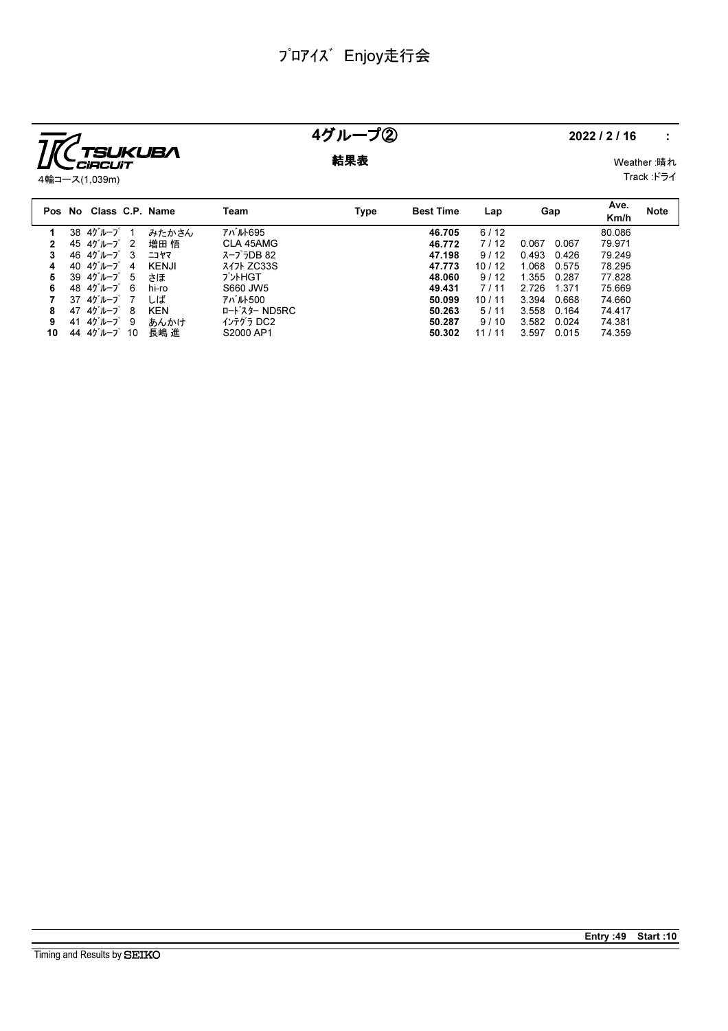# ﾌﾟﾛｱｲｽﾞ Enjoy走行会

TSUKUBA CIRCUIT
4輪コース(1,039m)

## 4グループ②

**結果表**

**2022 / 2 / 16 :**

Weather :晴れ
Track :ドライ

| Pos | No | Class | C.P. | Name | Team | Type | Best Time | Lap | Gap | | Ave. Km/h | Note |
|---|---|---|---|---|---|---|---|---|---|---|---|---|
| 1 | 38 | 4ｸﾞﾙｰﾌﾟ | 1 | みたかさん | ｱﾊﾞﾙﾄ695 | | **46.705** | 6 / 12 | | | 80.086 | |
| 2 | 45 | 4ｸﾞﾙｰﾌﾟ | 2 | 増田 悟 | CLA 45AMG | | **46.772** | 7 / 12 | 0.067 | 0.067 | 79.971 | |
| 3 | 46 | 4ｸﾞﾙｰﾌﾟ | 3 | ﾆｺﾔﾏ | ｽｰﾌﾟﾗDB 82 | | **47.198** | 9 / 12 | 0.493 | 0.426 | 79.249 | |
| 4 | 40 | 4ｸﾞﾙｰﾌﾟ | 4 | KENJI | ｽｲﾌﾄ ZC33S | | **47.773** | 10 / 12 | 1.068 | 0.575 | 78.295 | |
| 5 | 39 | 4ｸﾞﾙｰﾌﾟ | 5 | さほ | ﾌﾟﾝﾄHGT | | **48.060** | 9 / 12 | 1.355 | 0.287 | 77.828 | |
| 6 | 48 | 4ｸﾞﾙｰﾌﾟ | 6 | hi-ro | S660 JW5 | | **49.431** | 7 / 11 | 2.726 | 1.371 | 75.669 | |
| 7 | 37 | 4ｸﾞﾙｰﾌﾟ | 7 | しば | ｱﾊﾞﾙﾄ500 | | **50.099** | 10 / 11 | 3.394 | 0.668 | 74.660 | |
| 8 | 47 | 4ｸﾞﾙｰﾌﾟ | 8 | KEN | ﾛｰﾄﾞｽﾀｰ ND5RC | | **50.263** | 5 / 11 | 3.558 | 0.164 | 74.417 | |
| 9 | 41 | 4ｸﾞﾙｰﾌﾟ | 9 | あんかけ | ｲﾝﾃｸﾞﾗ DC2 | | **50.287** | 9 / 10 | 3.582 | 0.024 | 74.381 | |
| 10 | 44 | 4ｸﾞﾙｰﾌﾟ | 10 | 長嶋 進 | S2000 AP1 | | **50.302** | 11 / 11 | 3.597 | 0.015 | 74.359 | |

**Entry :49 Start :10**

Timing and Results by SEIKO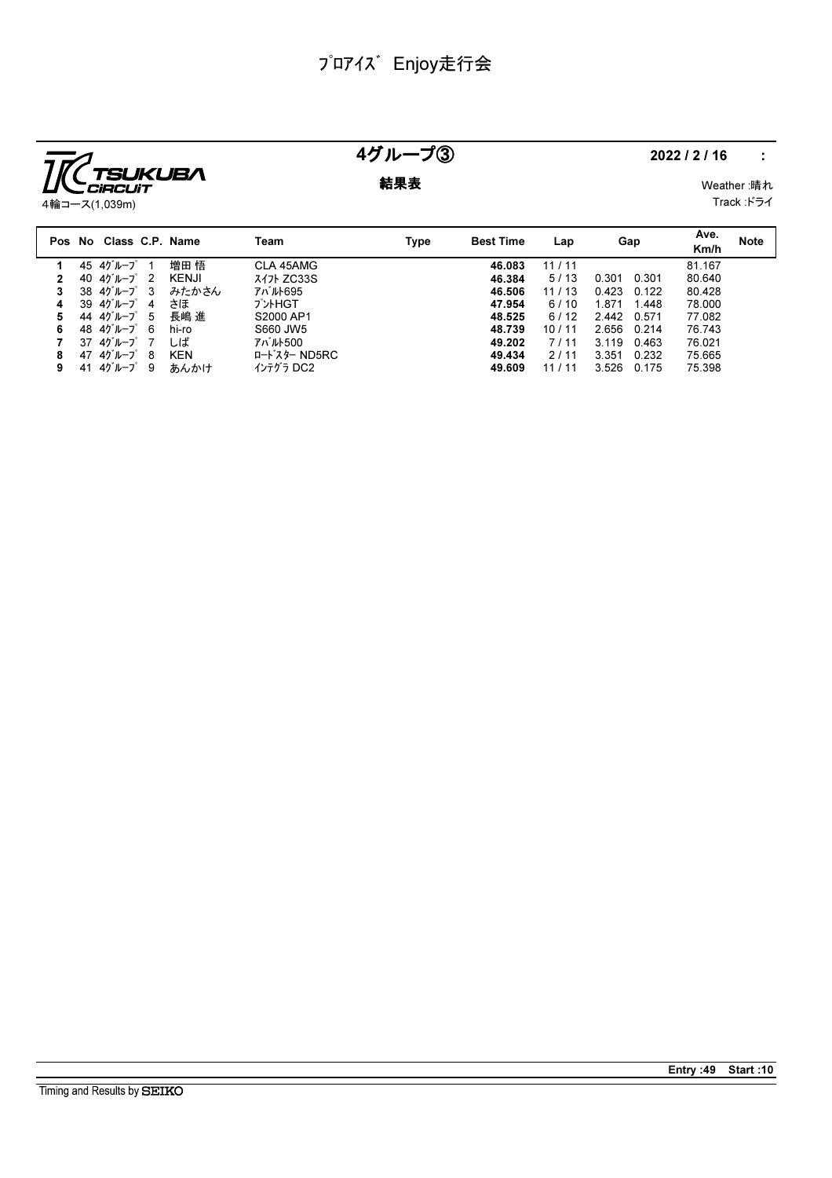# ﾌﾟﾛｱｲｽﾞ Enjoy走行会

TSUKUBA CIRCUIT
4輪コース(1,039m)

## 4グループ③

**結果表**

**2022 / 2 / 16**　:

Weather :晴れ
Track :ドライ

| Pos | No | Class | C.P. | Name | Team | Type | Best Time | Lap | Gap | | Ave. Km/h | Note |
|---|---|---|---|---|---|---|---|---|---|---|---|---|
| **1** | 45 | 4ｸﾞﾙｰﾌﾟ | 1 | 増田 悟 | CLA 45AMG | | **46.083** | 11 / 11 | | | 81.167 | |
| **2** | 40 | 4ｸﾞﾙｰﾌﾟ | 2 | KENJI | ｽｲﾌﾄ ZC33S | | **46.384** | 5 / 13 | 0.301 | 0.301 | 80.640 | |
| **3** | 38 | 4ｸﾞﾙｰﾌﾟ | 3 | みたかさん | ｱﾊﾞﾙﾄ695 | | **46.506** | 11 / 13 | 0.423 | 0.122 | 80.428 | |
| **4** | 39 | 4ｸﾞﾙｰﾌﾟ | 4 | さほ | ﾌﾟﾝﾄHGT | | **47.954** | 6 / 10 | 1.871 | 1.448 | 78.000 | |
| **5** | 44 | 4ｸﾞﾙｰﾌﾟ | 5 | 長嶋 進 | S2000 AP1 | | **48.525** | 6 / 12 | 2.442 | 0.571 | 77.082 | |
| **6** | 48 | 4ｸﾞﾙｰﾌﾟ | 6 | hi-ro | S660 JW5 | | **48.739** | 10 / 11 | 2.656 | 0.214 | 76.743 | |
| **7** | 37 | 4ｸﾞﾙｰﾌﾟ | 7 | しば | ｱﾊﾞﾙﾄ500 | | **49.202** | 7 / 11 | 3.119 | 0.463 | 76.021 | |
| **8** | 47 | 4ｸﾞﾙｰﾌﾟ | 8 | KEN | ﾛｰﾄﾞｽﾀｰ ND5RC | | **49.434** | 2 / 11 | 3.351 | 0.232 | 75.665 | |
| **9** | 41 | 4ｸﾞﾙｰﾌﾟ | 9 | あんかけ | ｲﾝﾃｸﾞﾗ DC2 | | **49.609** | 11 / 11 | 3.526 | 0.175 | 75.398 | |

**Entry :49　Start :10**

Timing and Results by SEIKO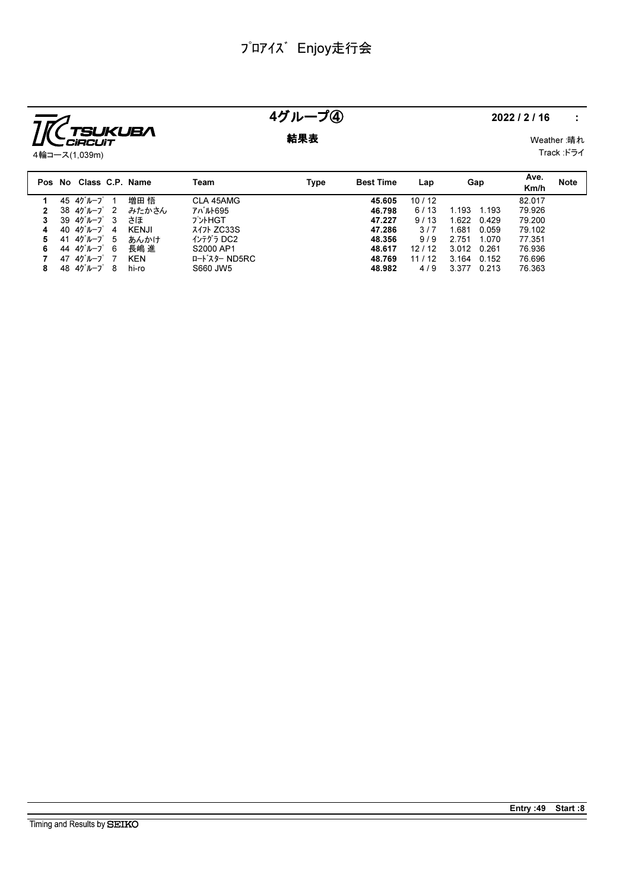# ﾌﾟﾛｱｲｽﾞ Enjoy走行会

TSUKUBA CIRCUIT

4輪コース(1,039m)

## 4グループ④

### 結果表

**2022 / 2 / 16** :

Weather :晴れ

Track :ドライ

| Pos | No | Class | C.P. | Name | Team | Type | Best Time | Lap | Gap | | Ave. Km/h | Note |
|---|---|---|---|---|---|---|---|---|---|---|---|---|
| 1 | 45 | 4ｸﾞﾙｰﾌﾟ | 1 | 増田 悟 | CLA 45AMG | | 45.605 | 10 / 12 | | | 82.017 | |
| 2 | 38 | 4ｸﾞﾙｰﾌﾟ | 2 | みたかさん | ｱﾊﾞﾙﾄ695 | | 46.798 | 6 / 13 | 1.193 | 1.193 | 79.926 | |
| 3 | 39 | 4ｸﾞﾙｰﾌﾟ | 3 | さほ | ﾌﾟﾝﾄHGT | | 47.227 | 9 / 13 | 1.622 | 0.429 | 79.200 | |
| 4 | 40 | 4ｸﾞﾙｰﾌﾟ | 4 | KENJI | ｽｲﾌﾄ ZC33S | | 47.286 | 3 / 7 | 1.681 | 0.059 | 79.102 | |
| 5 | 41 | 4ｸﾞﾙｰﾌﾟ | 5 | あんかけ | ｲﾝﾃｸﾞﾗ DC2 | | 48.356 | 9 / 9 | 2.751 | 1.070 | 77.351 | |
| 6 | 44 | 4ｸﾞﾙｰﾌﾟ | 6 | 長嶋 進 | S2000 AP1 | | 48.617 | 12 / 12 | 3.012 | 0.261 | 76.936 | |
| 7 | 47 | 4ｸﾞﾙｰﾌﾟ | 7 | KEN | ﾛｰﾄﾞｽﾀｰ ND5RC | | 48.769 | 11 / 12 | 3.164 | 0.152 | 76.696 | |
| 8 | 48 | 4ｸﾞﾙｰﾌﾟ | 8 | hi-ro | S660 JW5 | | 48.982 | 4 / 9 | 3.377 | 0.213 | 76.363 | |

**Entry :49 Start :8**

Timing and Results by SEIKO